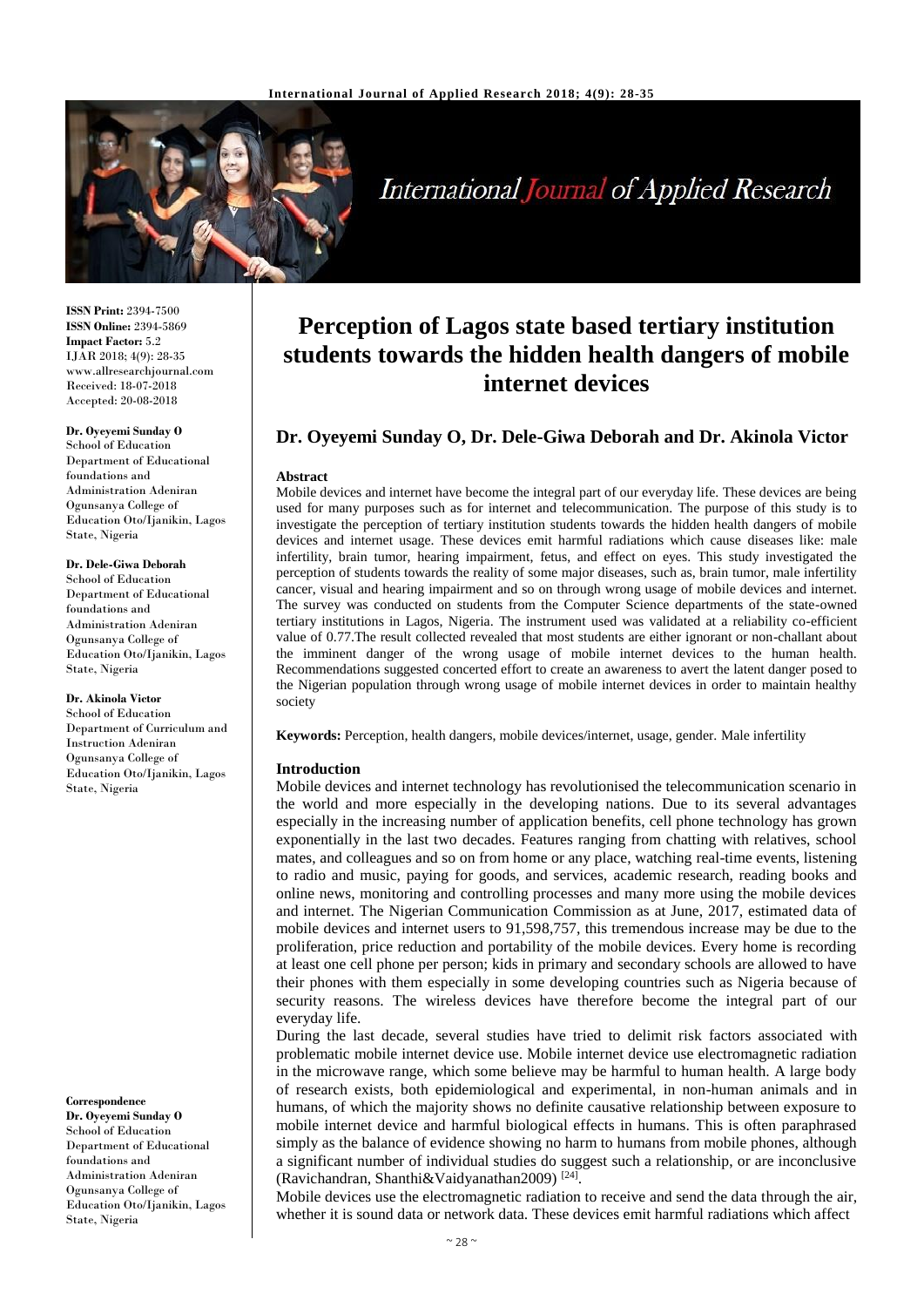# Perception of Lagos state based tertiary institution students towards the hidden health dangers of mobile internet devices

## Dr. Oyeyemi Sunday O, Dr. Dele-Giwa Deborah and Dr. Akinola Victor

**ISSN Print:** 2394-7500
**ISSN Online:** 2394-5869
**Impact Factor:** 5.2
IJAR 2018; 4(9): 28-35
www.allresearchjournal.com
Received: 18-07-2018
Accepted: 20-08-2018

**Dr. Oyeyemi Sunday O**
School of Education
Department of Educational foundations and Administration Adeniran Ogunsanya College of Education Oto/Ijanikin, Lagos State, Nigeria

**Dr. Dele-Giwa Deborah**
School of Education
Department of Educational foundations and Administration Adeniran Ogunsanya College of Education Oto/Ijanikin, Lagos State, Nigeria

**Dr. Akinola Victor**
School of Education
Department of Curriculum and Instruction Adeniran Ogunsanya College of Education Oto/Ijanikin, Lagos State, Nigeria

**Correspondence**
**Dr. Oyeyemi Sunday O**
School of Education
Department of Educational foundations and Administration Adeniran Ogunsanya College of Education Oto/Ijanikin, Lagos State, Nigeria

### Abstract

Mobile devices and internet have become the integral part of our everyday life. These devices are being used for many purposes such as for internet and telecommunication. The purpose of this study is to investigate the perception of tertiary institution students towards the hidden health dangers of mobile devices and internet usage. These devices emit harmful radiations which cause diseases like: male infertility, brain tumor, hearing impairment, fetus, and effect on eyes. This study investigated the perception of students towards the reality of some major diseases, such as, brain tumor, male infertility cancer, visual and hearing impairment and so on through wrong usage of mobile devices and internet. The survey was conducted on students from the Computer Science departments of the state-owned tertiary institutions in Lagos, Nigeria. The instrument used was validated at a reliability co-efficient value of 0.77.The result collected revealed that most students are either ignorant or non-challant about the imminent danger of the wrong usage of mobile internet devices to the human health. Recommendations suggested concerted effort to create an awareness to avert the latent danger posed to the Nigerian population through wrong usage of mobile internet devices in order to maintain healthy society

**Keywords:** Perception, health dangers, mobile devices/internet, usage, gender. Male infertility

### Introduction

Mobile devices and internet technology has revolutionised the telecommunication scenario in the world and more especially in the developing nations. Due to its several advantages especially in the increasing number of application benefits, cell phone technology has grown exponentially in the last two decades. Features ranging from chatting with relatives, school mates, and colleagues and so on from home or any place, watching real-time events, listening to radio and music, paying for goods, and services, academic research, reading books and online news, monitoring and controlling processes and many more using the mobile devices and internet. The Nigerian Communication Commission as at June, 2017, estimated data of mobile devices and internet users to 91,598,757, this tremendous increase may be due to the proliferation, price reduction and portability of the mobile devices. Every home is recording at least one cell phone per person; kids in primary and secondary schools are allowed to have their phones with them especially in some developing countries such as Nigeria because of security reasons. The wireless devices have therefore become the integral part of our everyday life.

During the last decade, several studies have tried to delimit risk factors associated with problematic mobile internet device use. Mobile internet device use electromagnetic radiation in the microwave range, which some believe may be harmful to human health. A large body of research exists, both epidemiological and experimental, in non-human animals and in humans, of which the majority shows no definite causative relationship between exposure to mobile internet device and harmful biological effects in humans. This is often paraphrased simply as the balance of evidence showing no harm to humans from mobile phones, although a significant number of individual studies do suggest such a relationship, or are inconclusive (Ravichandran, Shanthi&Vaidyanathan2009) [24].

Mobile devices use the electromagnetic radiation to receive and send the data through the air, whether it is sound data or network data. These devices emit harmful radiations which affect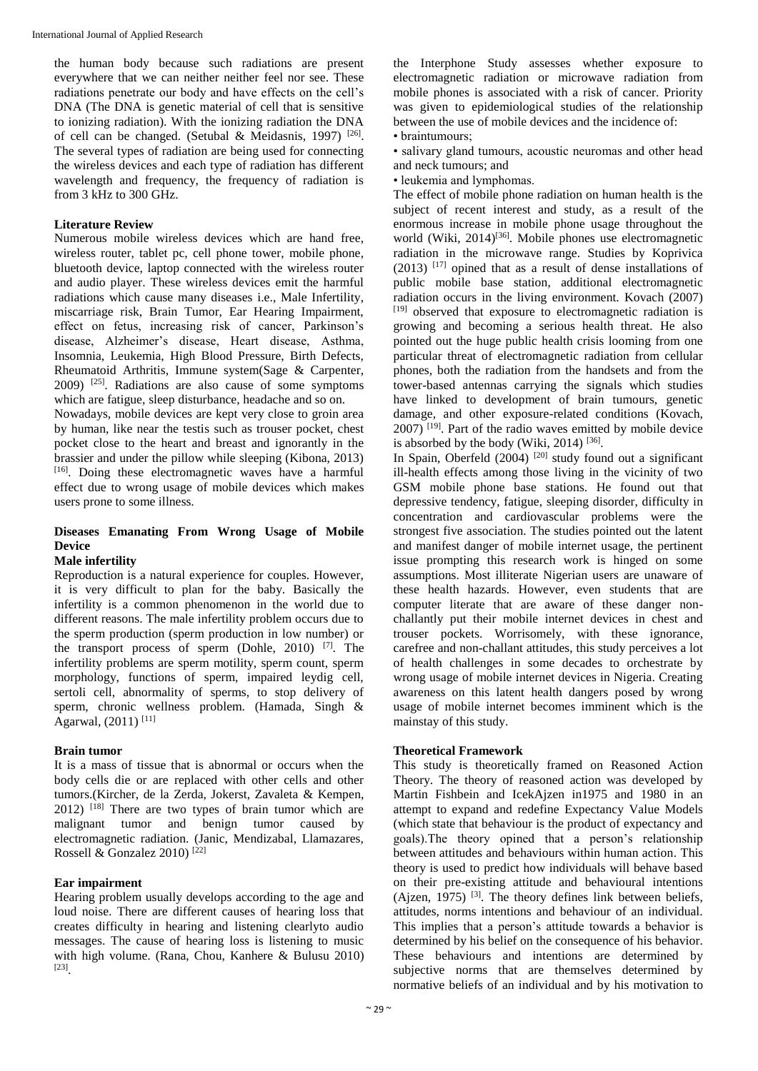the human body because such radiations are present everywhere that we can neither neither feel nor see. These radiations penetrate our body and have effects on the cell's DNA (The DNA is genetic material of cell that is sensitive to ionizing radiation). With the ionizing radiation the DNA of cell can be changed. (Setubal & Meidasnis, 1997) [26]. The several types of radiation are being used for connecting the wireless devices and each type of radiation has different wavelength and frequency, the frequency of radiation is from 3 kHz to 300 GHz.

## Literature Review

Numerous mobile wireless devices which are hand free, wireless router, tablet pc, cell phone tower, mobile phone, bluetooth device, laptop connected with the wireless router and audio player. These wireless devices emit the harmful radiations which cause many diseases i.e., Male Infertility, miscarriage risk, Brain Tumor, Ear Hearing Impairment, effect on fetus, increasing risk of cancer, Parkinson's disease, Alzheimer's disease, Heart disease, Asthma, Insomnia, Leukemia, High Blood Pressure, Birth Defects, Rheumatoid Arthritis, Immune system(Sage & Carpenter, 2009) [25]. Radiations are also cause of some symptoms which are fatigue, sleep disturbance, headache and so on.

Nowadays, mobile devices are kept very close to groin area by human, like near the testis such as trouser pocket, chest pocket close to the heart and breast and ignorantly in the brassier and under the pillow while sleeping (Kibona, 2013) [16]. Doing these electromagnetic waves have a harmful effect due to wrong usage of mobile devices which makes users prone to some illness.

## Diseases Emanating From Wrong Usage of Mobile Device

### Male infertility

Reproduction is a natural experience for couples. However, it is very difficult to plan for the baby. Basically the infertility is a common phenomenon in the world due to different reasons. The male infertility problem occurs due to the sperm production (sperm production in low number) or the transport process of sperm (Dohle, 2010) [7]. The infertility problems are sperm motility, sperm count, sperm morphology, functions of sperm, impaired leydig cell, sertoli cell, abnormality of sperms, to stop delivery of sperm, chronic wellness problem. (Hamada, Singh & Agarwal, (2011) [11]

### Brain tumor

It is a mass of tissue that is abnormal or occurs when the body cells die or are replaced with other cells and other tumors.(Kircher, de la Zerda, Jokerst, Zavaleta & Kempen, 2012) [18] There are two types of brain tumor which are malignant tumor and benign tumor caused by electromagnetic radiation. (Janic, Mendizabal, Llamazares, Rossell & Gonzalez 2010) [22]

### Ear impairment

Hearing problem usually develops according to the age and loud noise. There are different causes of hearing loss that creates difficulty in hearing and listening clearlyto audio messages. The cause of hearing loss is listening to music with high volume. (Rana, Chou, Kanhere & Bulusu 2010) [23].

the Interphone Study assesses whether exposure to electromagnetic radiation or microwave radiation from mobile phones is associated with a risk of cancer. Priority was given to epidemiological studies of the relationship between the use of mobile devices and the incidence of:

- braintumours;
- salivary gland tumours, acoustic neuromas and other head and neck tumours; and
- leukemia and lymphomas.

The effect of mobile phone radiation on human health is the subject of recent interest and study, as a result of the enormous increase in mobile phone usage throughout the world (Wiki, 2014)[36]. Mobile phones use electromagnetic radiation in the microwave range. Studies by Koprivica (2013) [17] opined that as a result of dense installations of public mobile base station, additional electromagnetic radiation occurs in the living environment. Kovach (2007) [19] observed that exposure to electromagnetic radiation is growing and becoming a serious health threat. He also pointed out the huge public health crisis looming from one particular threat of electromagnetic radiation from cellular phones, both the radiation from the handsets and from the tower-based antennas carrying the signals which studies have linked to development of brain tumours, genetic damage, and other exposure-related conditions (Kovach, 2007) [19]. Part of the radio waves emitted by mobile device is absorbed by the body (Wiki, 2014) [36].

In Spain, Oberfeld (2004) [20] study found out a significant ill-health effects among those living in the vicinity of two GSM mobile phone base stations. He found out that depressive tendency, fatigue, sleeping disorder, difficulty in concentration and cardiovascular problems were the strongest five association. The studies pointed out the latent and manifest danger of mobile internet usage, the pertinent issue prompting this research work is hinged on some assumptions. Most illiterate Nigerian users are unaware of these health hazards. However, even students that are computer literate that are aware of these danger non-challantly put their mobile internet devices in chest and trouser pockets. Worrisomely, with these ignorance, carefree and non-challant attitudes, this study perceives a lot of health challenges in some decades to orchestrate by wrong usage of mobile internet devices in Nigeria. Creating awareness on this latent health dangers posed by wrong usage of mobile internet becomes imminent which is the mainstay of this study.

## Theoretical Framework

This study is theoretically framed on Reasoned Action Theory. The theory of reasoned action was developed by Martin Fishbein and IcekAjzen in1975 and 1980 in an attempt to expand and redefine Expectancy Value Models (which state that behaviour is the product of expectancy and goals).The theory opined that a person's relationship between attitudes and behaviours within human action. This theory is used to predict how individuals will behave based on their pre-existing attitude and behavioural intentions (Ajzen, 1975) [3]. The theory defines link between beliefs, attitudes, norms intentions and behaviour of an individual. This implies that a person's attitude towards a behavior is determined by his belief on the consequence of his behavior. These behaviours and intentions are determined by subjective norms that are themselves determined by normative beliefs of an individual and by his motivation to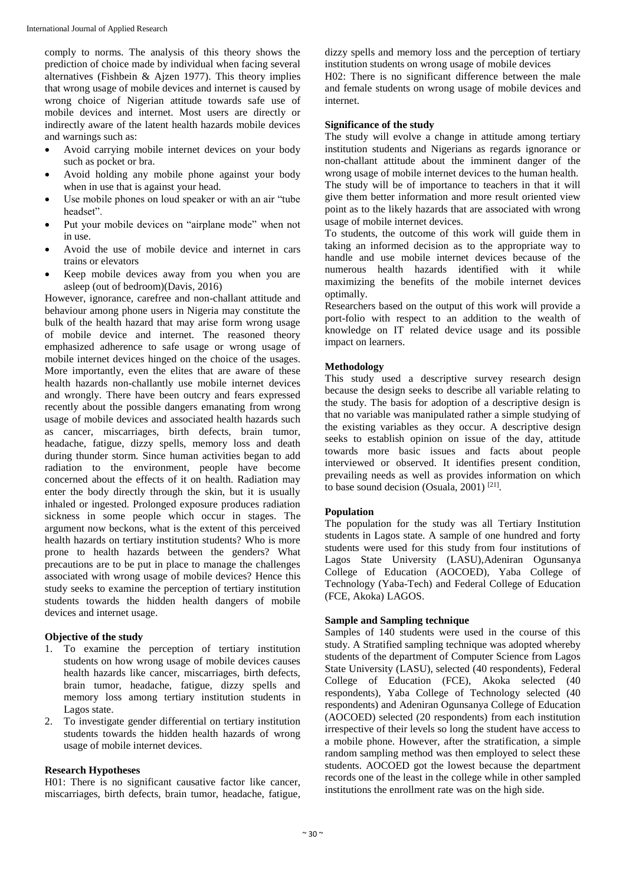comply to norms. The analysis of this theory shows the prediction of choice made by individual when facing several alternatives (Fishbein & Ajzen 1977). This theory implies that wrong usage of mobile devices and internet is caused by wrong choice of Nigerian attitude towards safe use of mobile devices and internet. Most users are directly or indirectly aware of the latent health hazards mobile devices and warnings such as:

- Avoid carrying mobile internet devices on your body such as pocket or bra.
- Avoid holding any mobile phone against your body when in use that is against your head.
- Use mobile phones on loud speaker or with an air "tube headset".
- Put your mobile devices on "airplane mode" when not in use.
- Avoid the use of mobile device and internet in cars trains or elevators
- Keep mobile devices away from you when you are asleep (out of bedroom)(Davis, 2016)

However, ignorance, carefree and non-challant attitude and behaviour among phone users in Nigeria may constitute the bulk of the health hazard that may arise form wrong usage of mobile device and internet. The reasoned theory emphasized adherence to safe usage or wrong usage of mobile internet devices hinged on the choice of the usages. More importantly, even the elites that are aware of these health hazards non-challantly use mobile internet devices and wrongly. There have been outcry and fears expressed recently about the possible dangers emanating from wrong usage of mobile devices and associated health hazards such as cancer, miscarriages, birth defects, brain tumor, headache, fatigue, dizzy spells, memory loss and death during thunder storm. Since human activities began to add radiation to the environment, people have become concerned about the effects of it on health. Radiation may enter the body directly through the skin, but it is usually inhaled or ingested. Prolonged exposure produces radiation sickness in some people which occur in stages. The argument now beckons, what is the extent of this perceived health hazards on tertiary institution students? Who is more prone to health hazards between the genders? What precautions are to be put in place to manage the challenges associated with wrong usage of mobile devices? Hence this study seeks to examine the perception of tertiary institution students towards the hidden health dangers of mobile devices and internet usage.

## Objective of the study

1. To examine the perception of tertiary institution students on how wrong usage of mobile devices causes health hazards like cancer, miscarriages, birth defects, brain tumor, headache, fatigue, dizzy spells and memory loss among tertiary institution students in Lagos state.
2. To investigate gender differential on tertiary institution students towards the hidden health hazards of wrong usage of mobile internet devices.

## Research Hypotheses

H01: There is no significant causative factor like cancer, miscarriages, birth defects, brain tumor, headache, fatigue, dizzy spells and memory loss and the perception of tertiary institution students on wrong usage of mobile devices

H02: There is no significant difference between the male and female students on wrong usage of mobile devices and internet.

## Significance of the study

The study will evolve a change in attitude among tertiary institution students and Nigerians as regards ignorance or non-challant attitude about the imminent danger of the wrong usage of mobile internet devices to the human health.

The study will be of importance to teachers in that it will give them better information and more result oriented view point as to the likely hazards that are associated with wrong usage of mobile internet devices.

To students, the outcome of this work will guide them in taking an informed decision as to the appropriate way to handle and use mobile internet devices because of the numerous health hazards identified with it while maximizing the benefits of the mobile internet devices optimally.

Researchers based on the output of this work will provide a port-folio with respect to an addition to the wealth of knowledge on IT related device usage and its possible impact on learners.

## Methodology

This study used a descriptive survey research design because the design seeks to describe all variable relating to the study. The basis for adoption of a descriptive design is that no variable was manipulated rather a simple studying of the existing variables as they occur. A descriptive design seeks to establish opinion on issue of the day, attitude towards more basic issues and facts about people interviewed or observed. It identifies present condition, prevailing needs as well as provides information on which to base sound decision (Osuala, 2001) [21].

## Population

The population for the study was all Tertiary Institution students in Lagos state. A sample of one hundred and forty students were used for this study from four institutions of Lagos State University (LASU),Adeniran Ogunsanya College of Education (AOCOED), Yaba College of Technology (Yaba-Tech) and Federal College of Education (FCE, Akoka) LAGOS.

## Sample and Sampling technique

Samples of 140 students were used in the course of this study. A Stratified sampling technique was adopted whereby students of the department of Computer Science from Lagos State University (LASU), selected (40 respondents), Federal College of Education (FCE), Akoka selected (40 respondents), Yaba College of Technology selected (40 respondents) and Adeniran Ogunsanya College of Education (AOCOED) selected (20 respondents) from each institution irrespective of their levels so long the student have access to a mobile phone. However, after the stratification, a simple random sampling method was then employed to select these students. AOCOED got the lowest because the department records one of the least in the college while in other sampled institutions the enrollment rate was on the high side.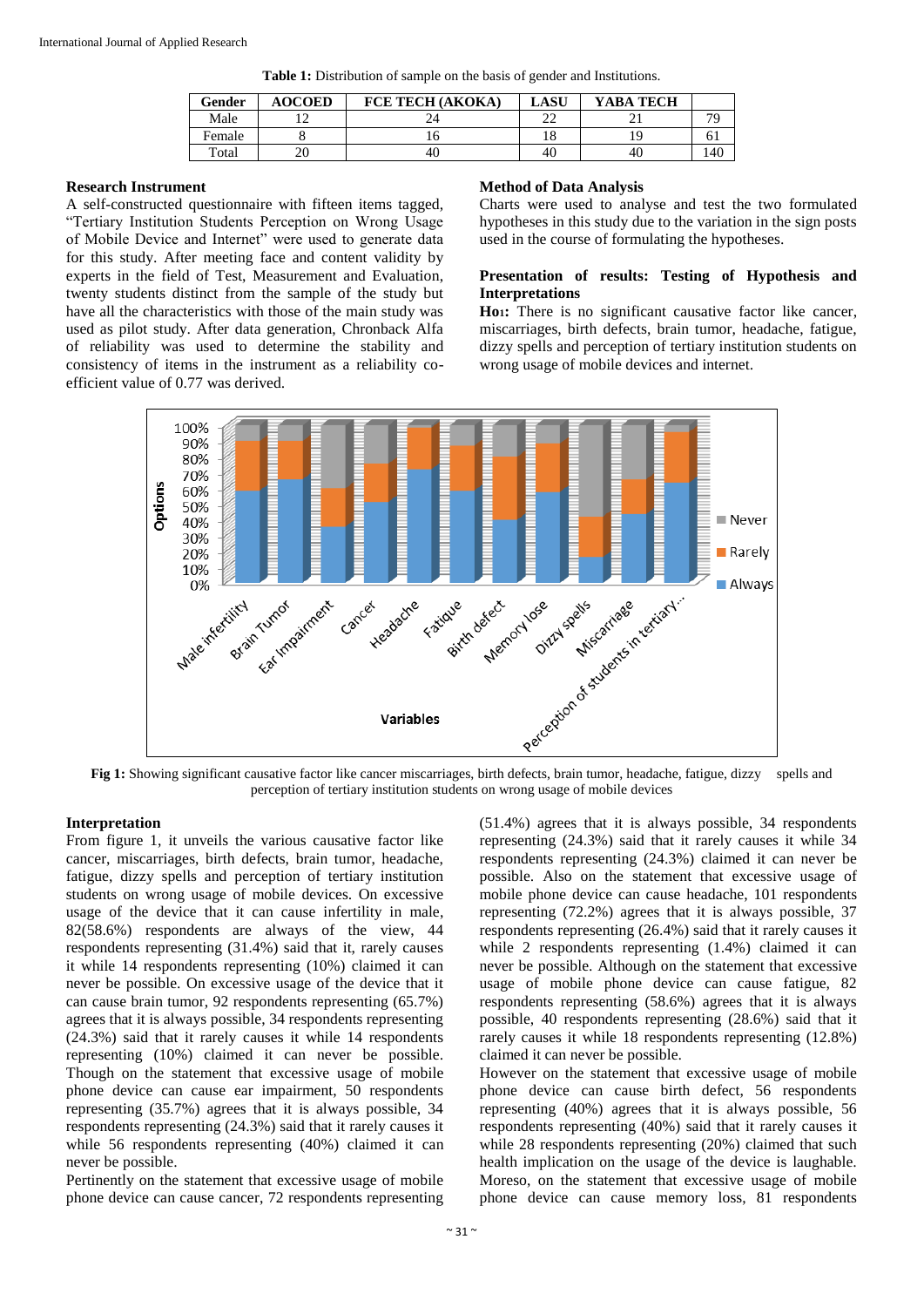**Table 1:** Distribution of sample on the basis of gender and Institutions.

| Gender | AOCOED | FCE TECH (AKOKA) | LASU | YABA TECH | |
|---|---|---|---|---|---|
| Male | 12 | 24 | 22 | 21 | 79 |
| Female | 8 | 16 | 18 | 19 | 61 |
| Total | 20 | 40 | 40 | 40 | 140 |

**Research Instrument**

A self-constructed questionnaire with fifteen items tagged, "Tertiary Institution Students Perception on Wrong Usage of Mobile Device and Internet" were used to generate data for this study. After meeting face and content validity by experts in the field of Test, Measurement and Evaluation, twenty students distinct from the sample of the study but have all the characteristics with those of the main study was used as pilot study. After data generation, Chronback Alfa of reliability was used to determine the stability and consistency of items in the instrument as a reliability co-efficient value of 0.77 was derived.

**Method of Data Analysis**

Charts were used to analyse and test the two formulated hypotheses in this study due to the variation in the sign posts used in the course of formulating the hypotheses.

**Presentation of results: Testing of Hypothesis and Interpretations**

**Ho₁:** There is no significant causative factor like cancer, miscarriages, birth defects, brain tumor, headache, fatigue, dizzy spells and perception of tertiary institution students on wrong usage of mobile devices and internet.

**Fig 1:** Showing significant causative factor like cancer miscarriages, birth defects, brain tumor, headache, fatigue, dizzy spells and perception of tertiary institution students on wrong usage of mobile devices

**Interpretation**

From figure 1, it unveils the various causative factor like cancer, miscarriages, birth defects, brain tumor, headache, fatigue, dizzy spells and perception of tertiary institution students on wrong usage of mobile devices. On excessive usage of the device that it can cause infertility in male, 82(58.6%) respondents are always of the view, 44 respondents representing (31.4%) said that it, rarely causes it while 14 respondents representing (10%) claimed it can never be possible. On excessive usage of the device that it can cause brain tumor, 92 respondents representing (65.7%) agrees that it is always possible, 34 respondents representing (24.3%) said that it rarely causes it while 14 respondents representing (10%) claimed it can never be possible. Though on the statement that excessive usage of mobile phone device can cause ear impairment, 50 respondents representing (35.7%) agrees that it is always possible, 34 respondents representing (24.3%) said that it rarely causes it while 56 respondents representing (40%) claimed it can never be possible.

Pertinently on the statement that excessive usage of mobile phone device can cause cancer, 72 respondents representing (51.4%) agrees that it is always possible, 34 respondents representing (24.3%) said that it rarely causes it while 34 respondents representing (24.3%) claimed it can never be possible. Also on the statement that excessive usage of mobile phone device can cause headache, 101 respondents representing (72.2%) agrees that it is always possible, 37 respondents representing (26.4%) said that it rarely causes it while 2 respondents representing (1.4%) claimed it can never be possible. Although on the statement that excessive usage of mobile phone device can cause fatigue, 82 respondents representing (58.6%) agrees that it is always possible, 40 respondents representing (28.6%) said that it rarely causes it while 18 respondents representing (12.8%) claimed it can never be possible.

However on the statement that excessive usage of mobile phone device can cause birth defect, 56 respondents representing (40%) agrees that it is always possible, 56 respondents representing (40%) said that it rarely causes it while 28 respondents representing (20%) claimed that such health implication on the usage of the device is laughable. Moreso, on the statement that excessive usage of mobile phone device can cause memory loss, 81 respondents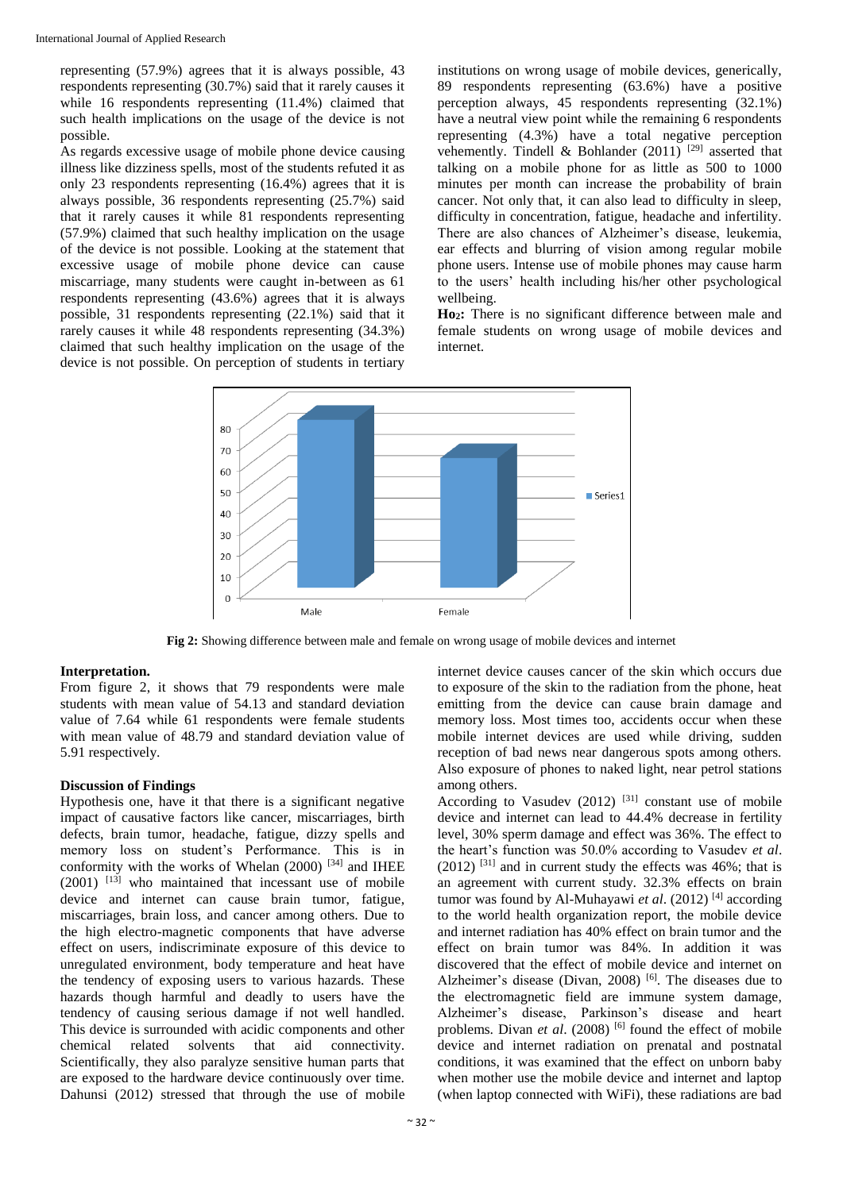representing (57.9%) agrees that it is always possible, 43 respondents representing (30.7%) said that it rarely causes it while 16 respondents representing (11.4%) claimed that such health implications on the usage of the device is not possible.

As regards excessive usage of mobile phone device causing illness like dizziness spells, most of the students refuted it as only 23 respondents representing (16.4%) agrees that it is always possible, 36 respondents representing (25.7%) said that it rarely causes it while 81 respondents representing (57.9%) claimed that such healthy implication on the usage of the device is not possible. Looking at the statement that excessive usage of mobile phone device can cause miscarriage, many students were caught in-between as 61 respondents representing (43.6%) agrees that it is always possible, 31 respondents representing (22.1%) said that it rarely causes it while 48 respondents representing (34.3%) claimed that such healthy implication on the usage of the device is not possible. On perception of students in tertiary institutions on wrong usage of mobile devices, generically, 89 respondents representing (63.6%) have a positive perception always, 45 respondents representing (32.1%) have a neutral view point while the remaining 6 respondents representing (4.3%) have a total negative perception vehemently. Tindell & Bohlander (2011) [29] asserted that talking on a mobile phone for as little as 500 to 1000 minutes per month can increase the probability of brain cancer. Not only that, it can also lead to difficulty in sleep, difficulty in concentration, fatigue, headache and infertility. There are also chances of Alzheimer's disease, leukemia, ear effects and blurring of vision among regular mobile phone users. Intense use of mobile phones may cause harm to the users' health including his/her other psychological wellbeing.

**Ho2:** There is no significant difference between male and female students on wrong usage of mobile devices and internet.

**Fig 2:** Showing difference between male and female on wrong usage of mobile devices and internet

#### Interpretation.

From figure 2, it shows that 79 respondents were male students with mean value of 54.13 and standard deviation value of 7.64 while 61 respondents were female students with mean value of 48.79 and standard deviation value of 5.91 respectively.

#### Discussion of Findings

Hypothesis one, have it that there is a significant negative impact of causative factors like cancer, miscarriages, birth defects, brain tumor, headache, fatigue, dizzy spells and memory loss on student's Performance. This is in conformity with the works of Whelan (2000) [34] and IHEE (2001) [13] who maintained that incessant use of mobile device and internet can cause brain tumor, fatigue, miscarriages, brain loss, and cancer among others. Due to the high electro-magnetic components that have adverse effect on users, indiscriminate exposure of this device to unregulated environment, body temperature and heat have the tendency of exposing users to various hazards. These hazards though harmful and deadly to users have the tendency of causing serious damage if not well handled. This device is surrounded with acidic components and other chemical related solvents that aid connectivity. Scientifically, they also paralyze sensitive human parts that are exposed to the hardware device continuously over time. Dahunsi (2012) stressed that through the use of mobile internet device causes cancer of the skin which occurs due to exposure of the skin to the radiation from the phone, heat emitting from the device can cause brain damage and memory loss. Most times too, accidents occur when these mobile internet devices are used while driving, sudden reception of bad news near dangerous spots among others. Also exposure of phones to naked light, near petrol stations among others.

According to Vasudev (2012) [31] constant use of mobile device and internet can lead to 44.4% decrease in fertility level, 30% sperm damage and effect was 36%. The effect to the heart's function was 50.0% according to Vasudev *et al*. (2012) [31] and in current study the effects was 46%; that is an agreement with current study. 32.3% effects on brain tumor was found by Al-Muhayawi *et al*. (2012) [4] according to the world health organization report, the mobile device and internet radiation has 40% effect on brain tumor and the effect on brain tumor was 84%. In addition it was discovered that the effect of mobile device and internet on Alzheimer's disease (Divan, 2008) [6]. The diseases due to the electromagnetic field are immune system damage, Alzheimer's disease, Parkinson's disease and heart problems. Divan *et al*. (2008) [6] found the effect of mobile device and internet radiation on prenatal and postnatal conditions, it was examined that the effect on unborn baby when mother use the mobile device and internet and laptop (when laptop connected with WiFi), these radiations are bad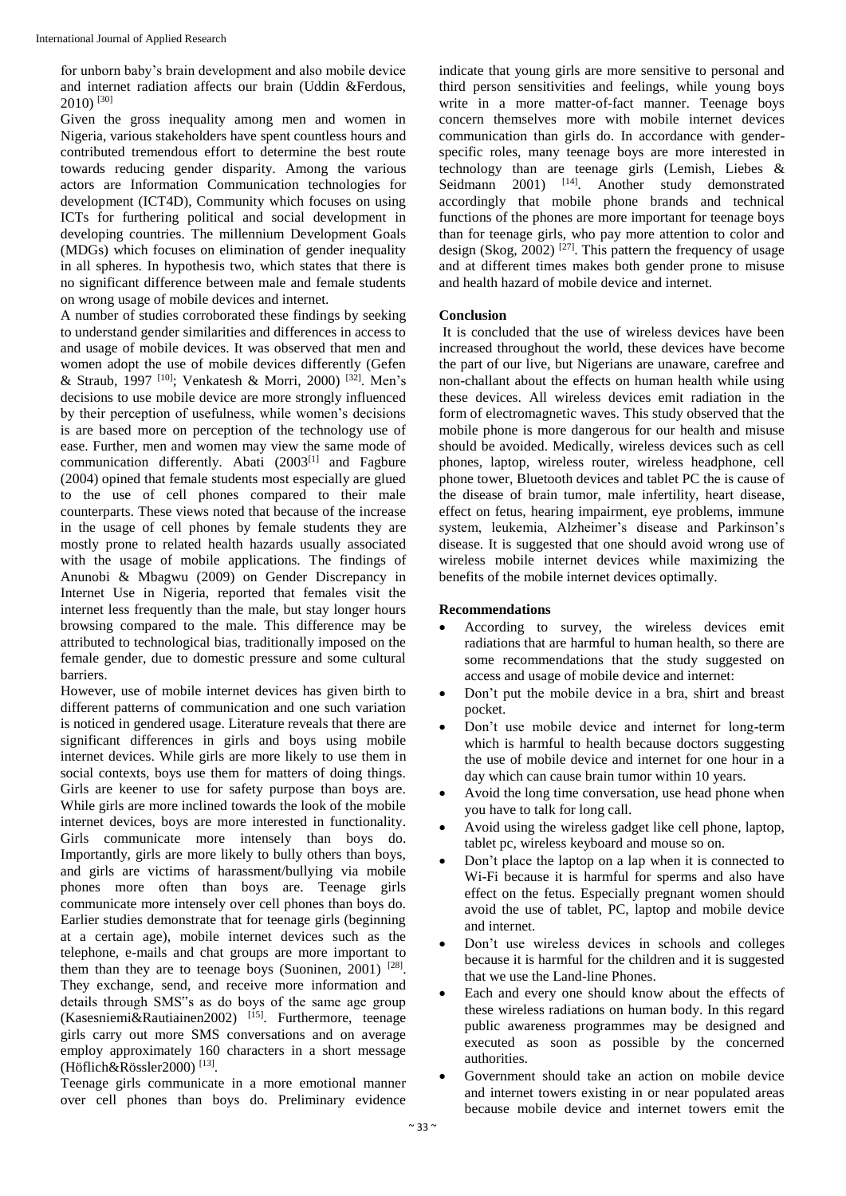for unborn baby's brain development and also mobile device and internet radiation affects our brain (Uddin &Ferdous, 2010) [30]

Given the gross inequality among men and women in Nigeria, various stakeholders have spent countless hours and contributed tremendous effort to determine the best route towards reducing gender disparity. Among the various actors are Information Communication technologies for development (ICT4D), Community which focuses on using ICTs for furthering political and social development in developing countries. The millennium Development Goals (MDGs) which focuses on elimination of gender inequality in all spheres. In hypothesis two, which states that there is no significant difference between male and female students on wrong usage of mobile devices and internet.

A number of studies corroborated these findings by seeking to understand gender similarities and differences in access to and usage of mobile devices. It was observed that men and women adopt the use of mobile devices differently (Gefen & Straub, 1997 [10]; Venkatesh & Morri, 2000) [32]. Men's decisions to use mobile device are more strongly influenced by their perception of usefulness, while women's decisions is are based more on perception of the technology use of ease. Further, men and women may view the same mode of communication differently. Abati (2003[1] and Fagbure (2004) opined that female students most especially are glued to the use of cell phones compared to their male counterparts. These views noted that because of the increase in the usage of cell phones by female students they are mostly prone to related health hazards usually associated with the usage of mobile applications. The findings of Anunobi & Mbagwu (2009) on Gender Discrepancy in Internet Use in Nigeria, reported that females visit the internet less frequently than the male, but stay longer hours browsing compared to the male. This difference may be attributed to technological bias, traditionally imposed on the female gender, due to domestic pressure and some cultural barriers.

However, use of mobile internet devices has given birth to different patterns of communication and one such variation is noticed in gendered usage. Literature reveals that there are significant differences in girls and boys using mobile internet devices. While girls are more likely to use them in social contexts, boys use them for matters of doing things. Girls are keener to use for safety purpose than boys are. While girls are more inclined towards the look of the mobile internet devices, boys are more interested in functionality. Girls communicate more intensely than boys do. Importantly, girls are more likely to bully others than boys, and girls are victims of harassment/bullying via mobile phones more often than boys are. Teenage girls communicate more intensely over cell phones than boys do. Earlier studies demonstrate that for teenage girls (beginning at a certain age), mobile internet devices such as the telephone, e-mails and chat groups are more important to them than they are to teenage boys (Suoninen, 2001) [28]. They exchange, send, and receive more information and details through SMS"s as do boys of the same age group (Kasesniemi&Rautiainen2002) [15]. Furthermore, teenage girls carry out more SMS conversations and on average employ approximately 160 characters in a short message (Höflich&Rössler2000) [13].

Teenage girls communicate in a more emotional manner over cell phones than boys do. Preliminary evidence indicate that young girls are more sensitive to personal and third person sensitivities and feelings, while young boys write in a more matter-of-fact manner. Teenage boys concern themselves more with mobile internet devices communication than girls do. In accordance with gender-specific roles, many teenage boys are more interested in technology than are teenage girls (Lemish, Liebes & Seidmann 2001) [14]. Another study demonstrated accordingly that mobile phone brands and technical functions of the phones are more important for teenage boys than for teenage girls, who pay more attention to color and design (Skog, 2002) [27]. This pattern the frequency of usage and at different times makes both gender prone to misuse and health hazard of mobile device and internet.

## Conclusion

It is concluded that the use of wireless devices have been increased throughout the world, these devices have become the part of our live, but Nigerians are unaware, carefree and non-challant about the effects on human health while using these devices. All wireless devices emit radiation in the form of electromagnetic waves. This study observed that the mobile phone is more dangerous for our health and misuse should be avoided. Medically, wireless devices such as cell phones, laptop, wireless router, wireless headphone, cell phone tower, Bluetooth devices and tablet PC the is cause of the disease of brain tumor, male infertility, heart disease, effect on fetus, hearing impairment, eye problems, immune system, leukemia, Alzheimer's disease and Parkinson's disease. It is suggested that one should avoid wrong use of wireless mobile internet devices while maximizing the benefits of the mobile internet devices optimally.

## Recommendations

- According to survey, the wireless devices emit radiations that are harmful to human health, so there are some recommendations that the study suggested on access and usage of mobile device and internet:
- Don't put the mobile device in a bra, shirt and breast pocket.
- Don't use mobile device and internet for long-term which is harmful to health because doctors suggesting the use of mobile device and internet for one hour in a day which can cause brain tumor within 10 years.
- Avoid the long time conversation, use head phone when you have to talk for long call.
- Avoid using the wireless gadget like cell phone, laptop, tablet pc, wireless keyboard and mouse so on.
- Don't place the laptop on a lap when it is connected to Wi-Fi because it is harmful for sperms and also have effect on the fetus. Especially pregnant women should avoid the use of tablet, PC, laptop and mobile device and internet.
- Don't use wireless devices in schools and colleges because it is harmful for the children and it is suggested that we use the Land-line Phones.
- Each and every one should know about the effects of these wireless radiations on human body. In this regard public awareness programmes may be designed and executed as soon as possible by the concerned authorities.
- Government should take an action on mobile device and internet towers existing in or near populated areas because mobile device and internet towers emit the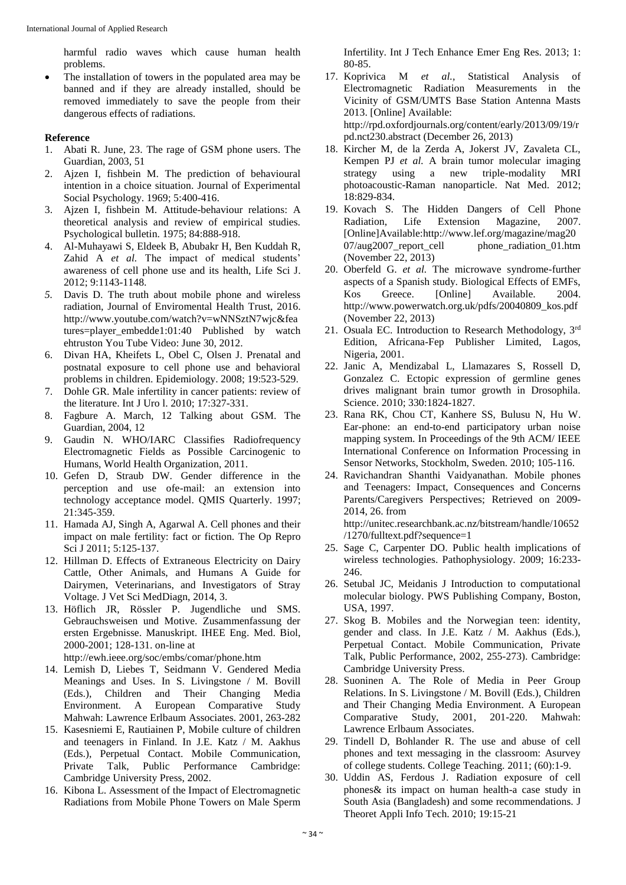harmful radio waves which cause human health problems.

- The installation of towers in the populated area may be banned and if they are already installed, should be removed immediately to save the people from their dangerous effects of radiations.

## Reference

1. Abati R. June, 23. The rage of GSM phone users. The Guardian, 2003, 51
2. Ajzen I, fishbein M. The prediction of behavioural intention in a choice situation. Journal of Experimental Social Psychology. 1969; 5:400-416.
3. Ajzen I, fishbein M. Attitude-behaviour relations: A theoretical analysis and review of empirical studies. Psychological bulletin. 1975; 84:888-918.
4. Al-Muhayawi S, Eldeek B, Abubakr H, Ben Kuddah R, Zahid A *et al.* The impact of medical students' awareness of cell phone use and its health, Life Sci J. 2012; 9:1143-1148.
5. Davis D. The truth about mobile phone and wireless radiation, Journal of Enviromental Health Trust, 2016. http://www.youtube.com/watch?v=wNNSztN7wjc&feature=player_embedde1:01:40 Published by watch ehtruston You Tube Video: June 30, 2012.
6. Divan HA, Kheifets L, Obel C, Olsen J. Prenatal and postnatal exposure to cell phone use and behavioral problems in children. Epidemiology. 2008; 19:523-529.
7. Dohle GR. Male infertility in cancer patients: review of the literature. Int J Uro l. 2010; 17:327-331.
8. Fagbure A. March, 12 Talking about GSM. The Guardian, 2004, 12
9. Gaudin N. WHO/IARC Classifies Radiofrequency Electromagnetic Fields as Possible Carcinogenic to Humans, World Health Organization, 2011.
10. Gefen D, Straub DW. Gender difference in the perception and use ofe-mail: an extension into technology acceptance model. QMIS Quarterly. 1997; 21:345-359.
11. Hamada AJ, Singh A, Agarwal A. Cell phones and their impact on male fertility: fact or fiction. The Op Repro Sci J 2011; 5:125-137.
12. Hillman D. Effects of Extraneous Electricity on Dairy Cattle, Other Animals, and Humans A Guide for Dairymen, Veterinarians, and Investigators of Stray Voltage. J Vet Sci MedDiagn, 2014, 3.
13. Höflich JR, Rössler P. Jugendliche und SMS. Gebrauchsweisen und Motive. Zusammenfassung der ersten Ergebnisse. Manuskript. IHEE Eng. Med. Biol, 2000-2001; 128-131. on-line at http://ewh.ieee.org/soc/embs/comar/phone.htm
14. Lemish D, Liebes T, Seidmann V. Gendered Media Meanings and Uses. In S. Livingstone / M. Bovill (Eds.), Children and Their Changing Media Environment. A European Comparative Study Mahwah: Lawrence Erlbaum Associates. 2001, 263-282
15. Kasesniemi E, Rautiainen P, Mobile culture of children and teenagers in Finland. In J.E. Katz / M. Aakhus (Eds.), Perpetual Contact. Mobile Communication, Private Talk, Public Performance Cambridge: Cambridge University Press, 2002.
16. Kibona L. Assessment of the Impact of Electromagnetic Radiations from Mobile Phone Towers on Male Sperm Infertility. Int J Tech Enhance Emer Eng Res. 2013; 1: 80-85.
17. Koprivica M *et al.*, Statistical Analysis of Electromagnetic Radiation Measurements in the Vicinity of GSM/UMTS Base Station Antenna Masts 2013. [Online] Available: http://rpd.oxfordjournals.org/content/early/2013/09/19/rpd.nct230.abstract (December 26, 2013)
18. Kircher M, de la Zerda A, Jokerst JV, Zavaleta CL, Kempen PJ *et al.* A brain tumor molecular imaging strategy using a new triple-modality MRI photoacoustic-Raman nanoparticle. Nat Med. 2012; 18:829-834.
19. Kovach S. The Hidden Dangers of Cell Phone Radiation, Life Extension Magazine, 2007. [Online]Available:http://www.lef.org/magazine/mag2007/aug2007_report_cell phone_radiation_01.htm (November 22, 2013)
20. Oberfeld G. *et al.* The microwave syndrome-further aspects of a Spanish study. Biological Effects of EMFs, Kos Greece. [Online] Available. 2004. http://www.powerwatch.org.uk/pdfs/20040809_kos.pdf (November 22, 2013)
21. Osuala EC. Introduction to Research Methodology, 3rd Edition, Africana-Fep Publisher Limited, Lagos, Nigeria, 2001.
22. Janic A, Mendizabal L, Llamazares S, Rossell D, Gonzalez C. Ectopic expression of germline genes drives malignant brain tumor growth in Drosophila. Science. 2010; 330:1824-1827.
23. Rana RK, Chou CT, Kanhere SS, Bulusu N, Hu W. Ear-phone: an end-to-end participatory urban noise mapping system. In Proceedings of the 9th ACM/ IEEE International Conference on Information Processing in Sensor Networks, Stockholm, Sweden. 2010; 105-116.
24. Ravichandran Shanthi Vaidyanathan. Mobile phones and Teenagers: Impact, Consequences and Concerns Parents/Caregivers Perspectives; Retrieved on 2009-2014, 26. from http://unitec.researchbank.ac.nz/bitstream/handle/10652/1270/fulltext.pdf?sequence=1
25. Sage C, Carpenter DO. Public health implications of wireless technologies. Pathophysiology. 2009; 16:233-246.
26. Setubal JC, Meidanis J Introduction to computational molecular biology. PWS Publishing Company, Boston, USA, 1997.
27. Skog B. Mobiles and the Norwegian teen: identity, gender and class. In J.E. Katz / M. Aakhus (Eds.), Perpetual Contact. Mobile Communication, Private Talk, Public Performance, 2002, 255-273). Cambridge: Cambridge University Press.
28. Suoninen A. The Role of Media in Peer Group Relations. In S. Livingstone / M. Bovill (Eds.), Children and Their Changing Media Environment. A European Comparative Study, 2001, 201-220. Mahwah: Lawrence Erlbaum Associates.
29. Tindell D, Bohlander R. The use and abuse of cell phones and text messaging in the classroom: Asurvey of college students. College Teaching. 2011; (60):1-9.
30. Uddin AS, Ferdous J. Radiation exposure of cell phones& its impact on human health-a case study in South Asia (Bangladesh) and some recommendations. J Theoret Appli Info Tech. 2010; 19:15-21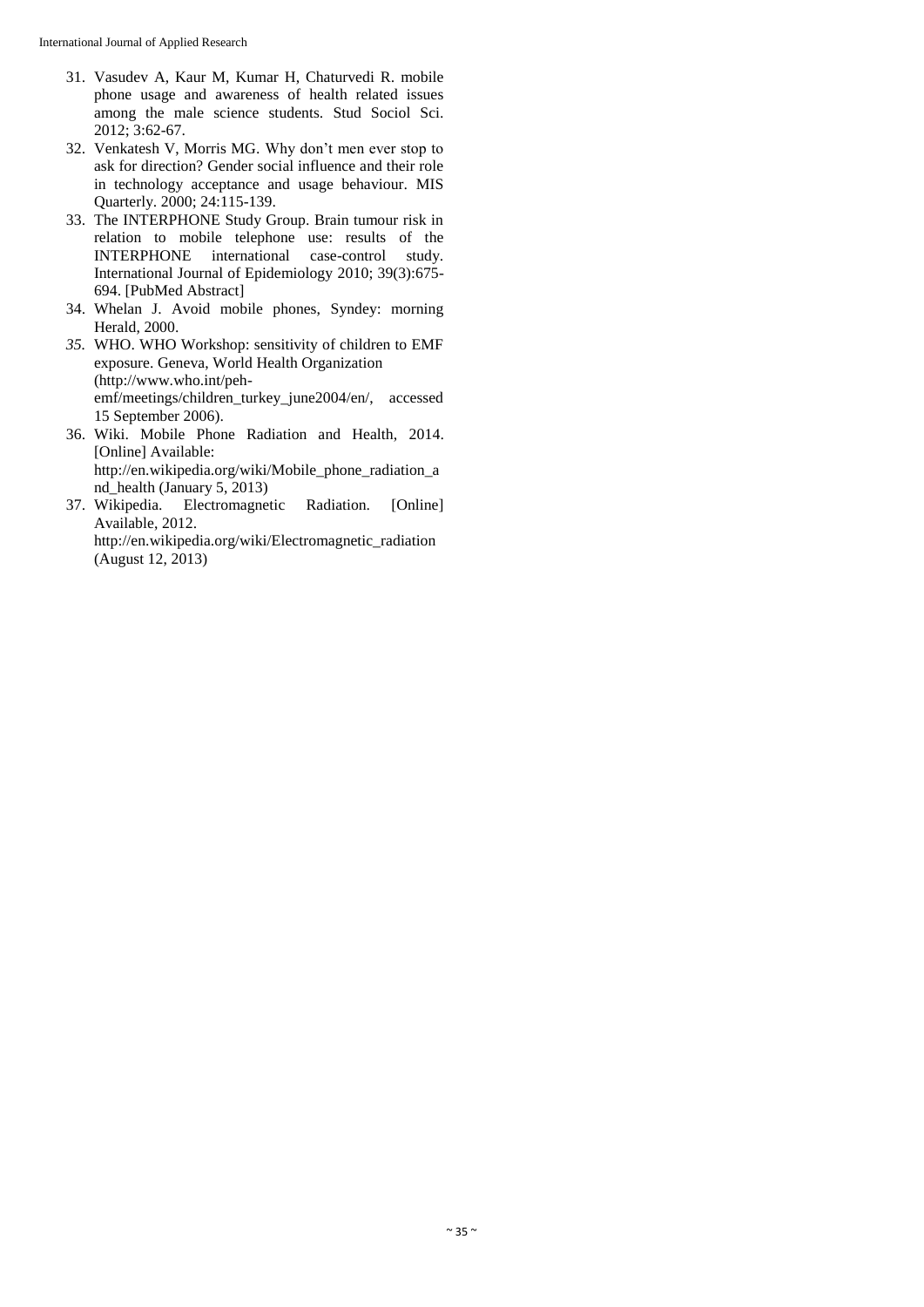31. Vasudev A, Kaur M, Kumar H, Chaturvedi R. mobile phone usage and awareness of health related issues among the male science students. Stud Sociol Sci. 2012; 3:62-67.
32. Venkatesh V, Morris MG. Why don't men ever stop to ask for direction? Gender social influence and their role in technology acceptance and usage behaviour. MIS Quarterly. 2000; 24:115-139.
33. The INTERPHONE Study Group. Brain tumour risk in relation to mobile telephone use: results of the INTERPHONE international case-control study. International Journal of Epidemiology 2010; 39(3):675-694. [PubMed Abstract]
34. Whelan J. Avoid mobile phones, Syndey: morning Herald, 2000.
35. WHO. WHO Workshop: sensitivity of children to EMF exposure. Geneva, World Health Organization (http://www.who.int/peh-emf/meetings/children_turkey_june2004/en/, accessed 15 September 2006).
36. Wiki. Mobile Phone Radiation and Health, 2014. [Online] Available: http://en.wikipedia.org/wiki/Mobile_phone_radiation_and_health (January 5, 2013)
37. Wikipedia. Electromagnetic Radiation. [Online] Available, 2012. http://en.wikipedia.org/wiki/Electromagnetic_radiation (August 12, 2013)